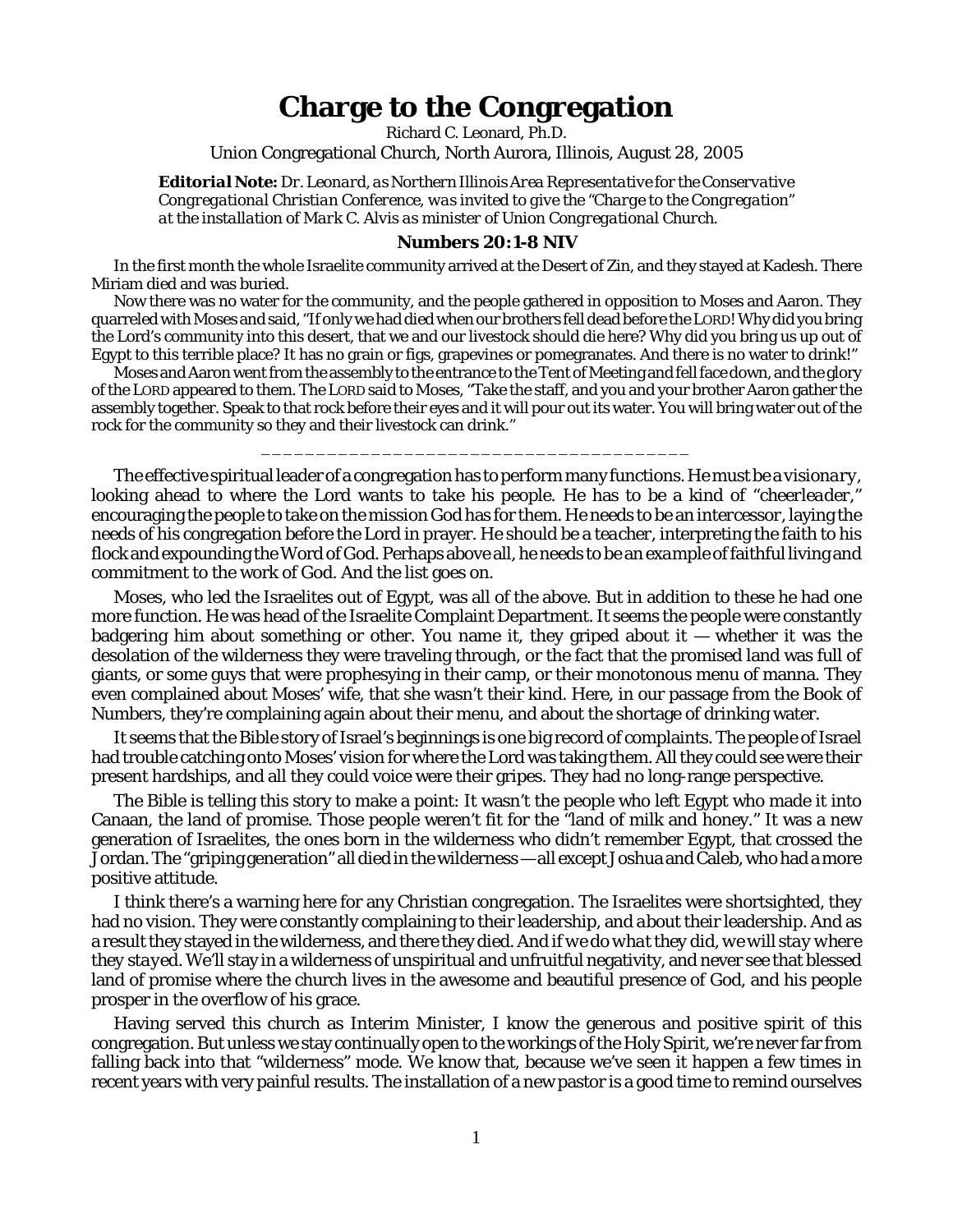# Charge to the Congregation

Richard C. Leonard, Ph.D.

Union Congregational Church, North Aurora, Illinois, August 28, 2005

***Editorial Note:*** *Dr. Leonard, as Northern Illinois Area Representative for the Conservative Congregational Christian Conference, was invited to give the "Charge to the Congregation" at the installation of Mark C. Alvis as minister of Union Congregational Church.*

### Numbers 20:1-8 NIV

In the first month the whole Israelite community arrived at the Desert of Zin, and they stayed at Kadesh. There Miriam died and was buried.

Now there was no water for the community, and the people gathered in opposition to Moses and Aaron. They quarreled with Moses and said, "If only we had died when our brothers fell dead before the LORD! Why did you bring the Lord's community into this desert, that we and our livestock should die here? Why did you bring us up out of Egypt to this terrible place? It has no grain or figs, grapevines or pomegranates. And there is no water to drink!"

Moses and Aaron went from the assembly to the entrance to the Tent of Meeting and fell face down, and the glory of the LORD appeared to them. The LORD said to Moses, "Take the staff, and you and your brother Aaron gather the assembly together. Speak to that rock before their eyes and it will pour out its water. You will bring water out of the rock for the community so they and their livestock can drink."

______________________________________

The effective spiritual leader of a congregation has to perform many functions. He must be a *visionary*, looking ahead to where the Lord wants to take his people. He has to be a kind of "*cheerleader*," encouraging the people to take on the mission God has for them. He needs to be an *intercessor*, laying the needs of his congregation before the Lord in prayer. He should be a *teacher*, interpreting the faith to his flock and expounding the Word of God. Perhaps above all, he needs to be an *example* of faithful living and commitment to the work of God. And the list goes on.

Moses, who led the Israelites out of Egypt, was all of the above. But in addition to these he had one more function. He was head of the Israelite Complaint Department. It seems the people were constantly badgering him about something or other. You name it, they griped about it — whether it was the desolation of the wilderness they were traveling through, or the fact that the promised land was full of giants, or some guys that were prophesying in their camp, or their monotonous menu of manna. They even complained about Moses' wife, that she wasn't their kind. Here, in our passage from the Book of Numbers, they're complaining again about their menu, and about the shortage of drinking water.

It seems that the Bible story of Israel's beginnings is one big record of complaints. The people of Israel had trouble catching onto Moses' vision for where the Lord was taking them. All they could see were their present hardships, and all they could voice were their gripes. They had no long-range perspective.

The Bible is telling this story to make a point: It wasn't the people who left Egypt who made it into Canaan, the land of promise. Those people weren't fit for the "land of milk and honey." It was a new generation of Israelites, the ones born in the wilderness who didn't remember Egypt, that crossed the Jordan. The "griping generation" all died in the wilderness — all except Joshua and Caleb, who had a more positive attitude.

I think there's a warning here for any Christian congregation. The Israelites were shortsighted, they had no vision. They were constantly complaining to their leadership, and *about* their leadership. And as a result they stayed in the wilderness, and there they died. *And if we do what they did, we will stay where they stayed.* We'll stay in a wilderness of unspiritual and unfruitful negativity, and never see that blessed land of promise where the church lives in the awesome and beautiful presence of God, and his people prosper in the overflow of his grace.

Having served this church as Interim Minister, I know the generous and positive spirit of this congregation. But unless we stay continually open to the workings of the Holy Spirit, we're never far from falling back into that "wilderness" mode. We know that, because we've seen it happen a few times in recent years with very painful results. The installation of a new pastor is a good time to remind ourselves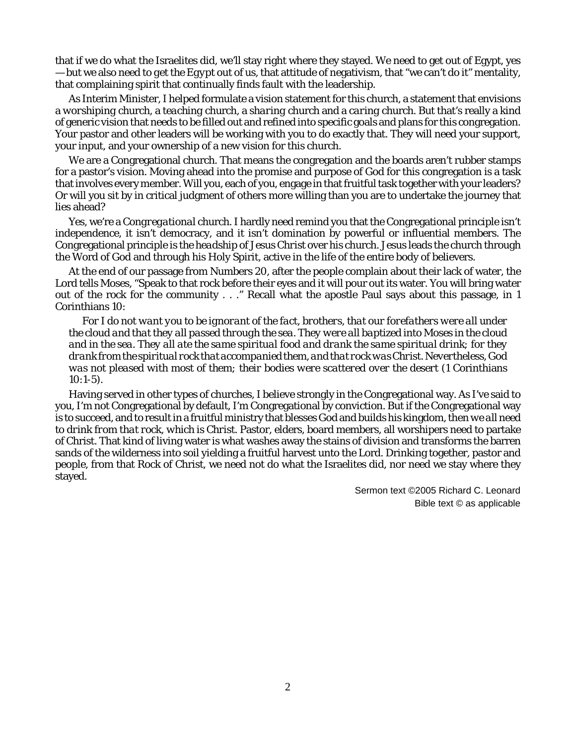that if we do what the Israelites did, we'll stay right where they stayed. We need to get out of Egypt, yes—but we also need to get the *Egypt* out of *us*, that attitude of negativism, that "we can't do it" mentality, that complaining spirit that continually finds fault with the leadership.

As Interim Minister, I helped formulate a vision statement for this church, a statement that envisions a *worshiping* church, a *teaching* church, a *sharing* church and a *caring* church. But that's really a kind of generic vision that needs to be filled out and refined into specific goals and plans for this congregation. Your pastor and other leaders will be working with you to do exactly that. They will need your support, your input, and your ownership of a new vision for this church.

We are a Congregational church. That means the congregation and the boards aren't rubber stamps for a pastor's vision. Moving ahead into the promise and purpose of God for this congregation is a task that involves every member. Will you, each of you, engage in that fruitful task together with your leaders? Or will you sit by in critical judgment of others more willing than you are to undertake the journey that lies ahead?

Yes, we're a *Congregational* church. I hardly need remind you that the Congregational principle isn't independence, it isn't democracy, and it isn't domination by powerful or influential members. The Congregational principle is the headship of Jesus Christ over his church. Jesus leads the church through the Word of God and through his Holy Spirit, active in the life of the entire body of believers.

At the end of our passage from Numbers 20, after the people complain about their lack of water, the Lord tells Moses, "Speak to that rock before their eyes and it will pour out its water. You will bring water out of the rock for the community . . ." Recall what the apostle Paul says about this passage, in 1 Corinthians 10:

> *For I do not want you to be ignorant of the fact, brothers, that our forefathers were all under the cloud and that they all passed through the sea. They were all baptized into Moses in the cloud and in the sea. They all ate the same spiritual food and drank the same spiritual drink; for they drank from the spiritual rock that accompanied them, and that rock was Christ. Nevertheless, God was not pleased with most of them; their bodies were scattered over the desert* (1 Corinthians 10:1-5).

Having served in other types of churches, I believe strongly in the Congregational way. As I've said to you, I'm not Congregational by default, I'm Congregational by conviction. But if the Congregational way is to succeed, and to result in a fruitful ministry that blesses God and builds his kingdom, then *we all need to drink from that rock, which is Christ*. Pastor, elders, board members, all worshipers need to partake of Christ. That kind of living water is what washes away the stains of division and transforms the barren sands of the wilderness into soil yielding a fruitful harvest unto the Lord. Drinking together, pastor and people, from that Rock of Christ, we need not do what the Israelites did, nor need we stay where they stayed.

Sermon text ©2005 Richard C. Leonard
Bible text © as applicable